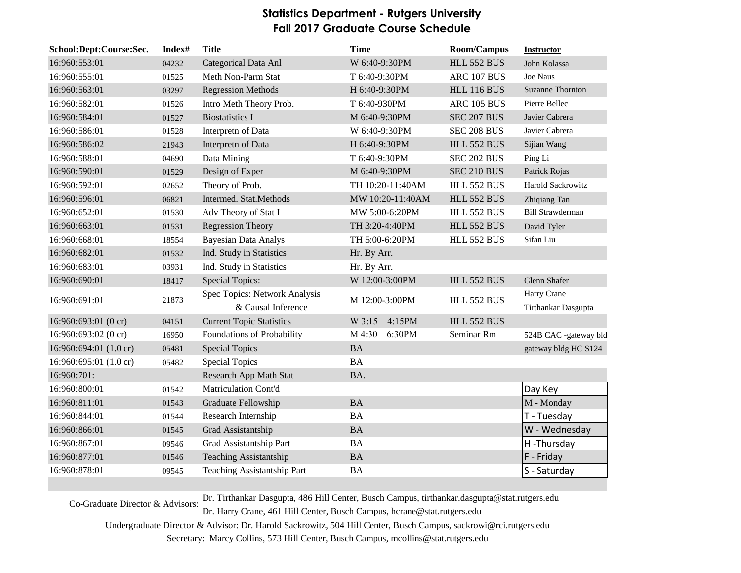# Statistics Department - Rutgers University
## Fall 2017 Graduate Course Schedule

| School:Dept:Course:Sec. | Index# | Title | Time | Room/Campus | Instructor |
|---|---|---|---|---|---|
| 16:960:553:01 | 04232 | Categorical Data Anl | W 6:40-9:30PM | HLL 552 BUS | John Kolassa |
| 16:960:555:01 | 01525 | Meth Non-Parm Stat | T 6:40-9:30PM | ARC 107 BUS | Joe Naus |
| 16:960:563:01 | 03297 | Regression Methods | H 6:40-9:30PM | HLL 116 BUS | Suzanne Thornton |
| 16:960:582:01 | 01526 | Intro Meth Theory Prob. | T 6:40-930PM | ARC 105 BUS | Pierre Bellec |
| 16:960:584:01 | 01527 | Biostatistics I | M 6:40-9:30PM | SEC 207 BUS | Javier Cabrera |
| 16:960:586:01 | 01528 | Interpretn of Data | W 6:40-9:30PM | SEC 208 BUS | Javier Cabrera |
| 16:960:586:02 | 21943 | Interpretn of Data | H 6:40-9:30PM | HLL 552 BUS | Sijian Wang |
| 16:960:588:01 | 04690 | Data Mining | T 6:40-9:30PM | SEC 202 BUS | Ping Li |
| 16:960:590:01 | 01529 | Design of Exper | M 6:40-9:30PM | SEC 210 BUS | Patrick Rojas |
| 16:960:592:01 | 02652 | Theory of Prob. | TH 10:20-11:40AM | HLL 552 BUS | Harold Sackrowitz |
| 16:960:596:01 | 06821 | Intermed. Stat.Methods | MW 10:20-11:40AM | HLL 552 BUS | Zhiqiang Tan |
| 16:960:652:01 | 01530 | Adv Theory of Stat I | MW 5:00-6:20PM | HLL 552 BUS | Bill Strawderman |
| 16:960:663:01 | 01531 | Regression Theory | TH 3:20-4:40PM | HLL 552 BUS | David Tyler |
| 16:960:668:01 | 18554 | Bayesian Data Analys | TH 5:00-6:20PM | HLL 552 BUS | Sifan Liu |
| 16:960:682:01 | 01532 | Ind. Study in Statistics | Hr. By Arr. | | |
| 16:960:683:01 | 03931 | Ind. Study in Statistics | Hr. By Arr. | | |
| 16:960:690:01 | 18417 | Special Topics: | W 12:00-3:00PM | HLL 552 BUS | Glenn Shafer |
| 16:960:691:01 | 21873 | Spec Topics: Network Analysis & Causal Inference | M 12:00-3:00PM | HLL 552 BUS | Harry Crane, Tirthankar Dasgupta |
| 16:960:693:01 (0 cr) | 04151 | Current Topic Statistics | W 3:15 – 4:15PM | HLL 552 BUS | |
| 16:960:693:02 (0 cr) | 16950 | Foundations of Probability | M 4:30 – 6:30PM | Seminar Rm | 524B CAC -gateway bld |
| 16:960:694:01 (1.0 cr) | 05481 | Special Topics | BA | | gateway bldg HC S124 |
| 16:960:695:01 (1.0 cr) | 05482 | Special Topics | BA | | |
| 16:960:701: | | Research App Math Stat | BA. | | |
| 16:960:800:01 | 01542 | Matriculation Cont'd | | | |
| 16:960:811:01 | 01543 | Graduate Fellowship | BA | | |
| 16:960:844:01 | 01544 | Research Internship | BA | | |
| 16:960:866:01 | 01545 | Grad Assistantship | BA | | |
| 16:960:867:01 | 09546 | Grad Assistantship Part | BA | | |
| 16:960:877:01 | 01546 | Teaching Assistantship | BA | | |
| 16:960:878:01 | 09545 | Teaching Assistantship Part | BA | | |

| Day Key |
|---|
| M - Monday |
| T - Tuesday |
| W - Wednesday |
| H -Thursday |
| F - Friday |
| S - Saturday |

Co-Graduate Director & Advisors: Dr. Tirthankar Dasgupta, 486 Hill Center, Busch Campus, tirthankar.dasgupta@stat.rutgers.edu
Dr. Harry Crane, 461 Hill Center, Busch Campus, hcrane@stat.rutgers.edu

Undergraduate Director & Advisor: Dr. Harold Sackrowitz, 504 Hill Center, Busch Campus, sackrowi@rci.rutgers.edu

Secretary: Marcy Collins, 573 Hill Center, Busch Campus, mcollins@stat.rutgers.edu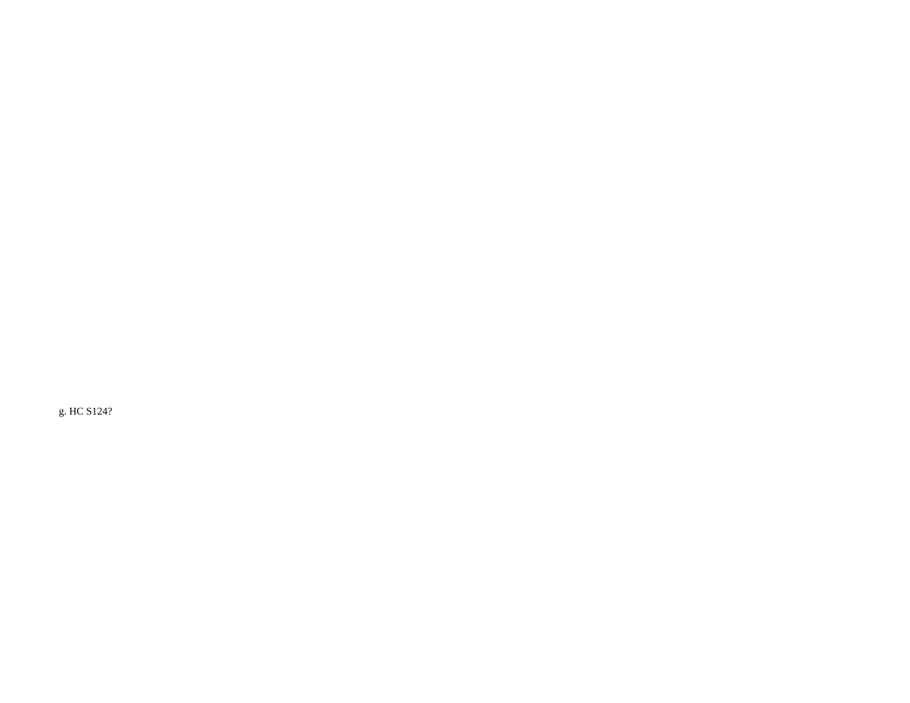g. HC S124?